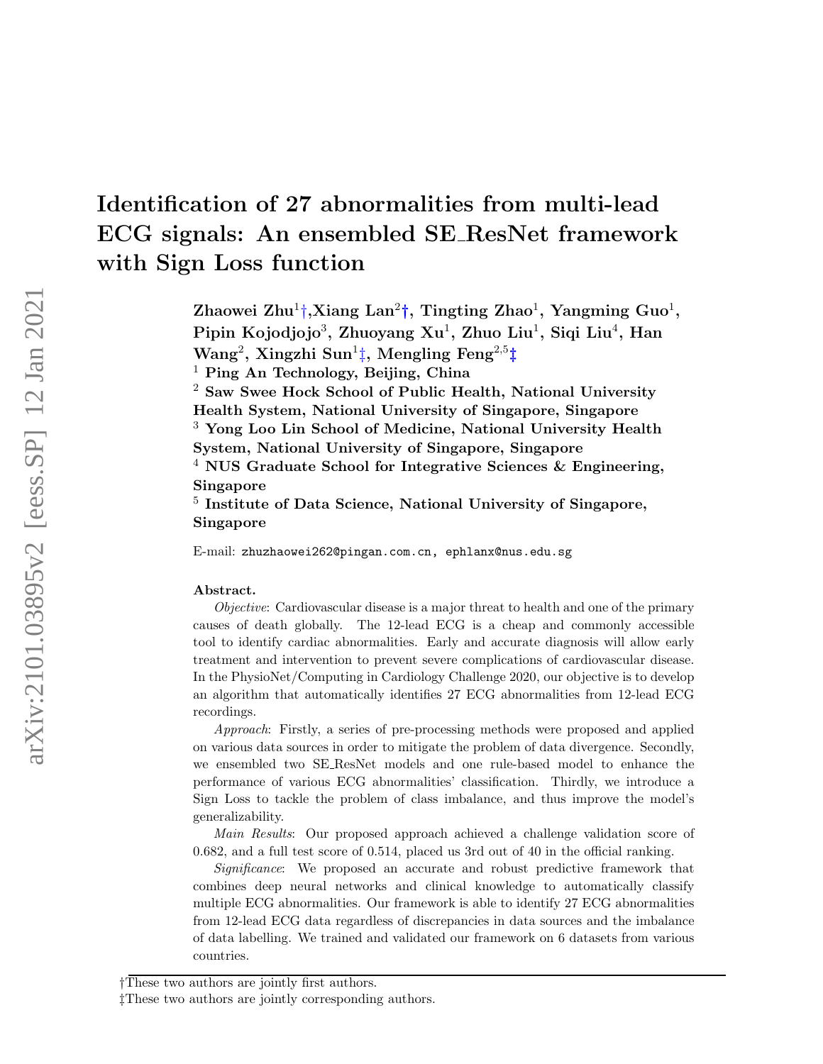# Identification of 27 abnormalities from multi-lead ECG signals: An ensembled SE_ResNet framework with Sign Loss function

**Zhaowei Zhu[1]†, Xiang Lan[2]†, Tingting Zhao[1], Yangming Guo[1], Pipin Kojodjojo[3], Zhuoyang Xu[1], Zhuo Liu[1], Siqi Liu[4], Han Wang[2], Xingzhi Sun[1]‡, Mengling Feng[2,5]‡**

[1] **Ping An Technology, Beijing, China**

[2] **Saw Swee Hock School of Public Health, National University Health System, National University of Singapore, Singapore**

[3] **Yong Loo Lin School of Medicine, National University Health System, National University of Singapore, Singapore**

[4] **NUS Graduate School for Integrative Sciences & Engineering, Singapore**

[5] **Institute of Data Science, National University of Singapore, Singapore**

E-mail: zhuzhaowei262@pingan.com.cn, ephlanx@nus.edu.sg

**Abstract.**

*Objective*: Cardiovascular disease is a major threat to health and one of the primary causes of death globally. The 12-lead ECG is a cheap and commonly accessible tool to identify cardiac abnormalities. Early and accurate diagnosis will allow early treatment and intervention to prevent severe complications of cardiovascular disease. In the PhysioNet/Computing in Cardiology Challenge 2020, our objective is to develop an algorithm that automatically identifies 27 ECG abnormalities from 12-lead ECG recordings.

*Approach*: Firstly, a series of pre-processing methods were proposed and applied on various data sources in order to mitigate the problem of data divergence. Secondly, we ensembled two SE_ResNet models and one rule-based model to enhance the performance of various ECG abnormalities' classification. Thirdly, we introduce a Sign Loss to tackle the problem of class imbalance, and thus improve the model's generalizability.

*Main Results*: Our proposed approach achieved a challenge validation score of 0.682, and a full test score of 0.514, placed us 3rd out of 40 in the official ranking.

*Significance*: We proposed an accurate and robust predictive framework that combines deep neural networks and clinical knowledge to automatically classify multiple ECG abnormalities. Our framework is able to identify 27 ECG abnormalities from 12-lead ECG data regardless of discrepancies in data sources and the imbalance of data labelling. We trained and validated our framework on 6 datasets from various countries.

†These two authors are jointly first authors.

‡These two authors are jointly corresponding authors.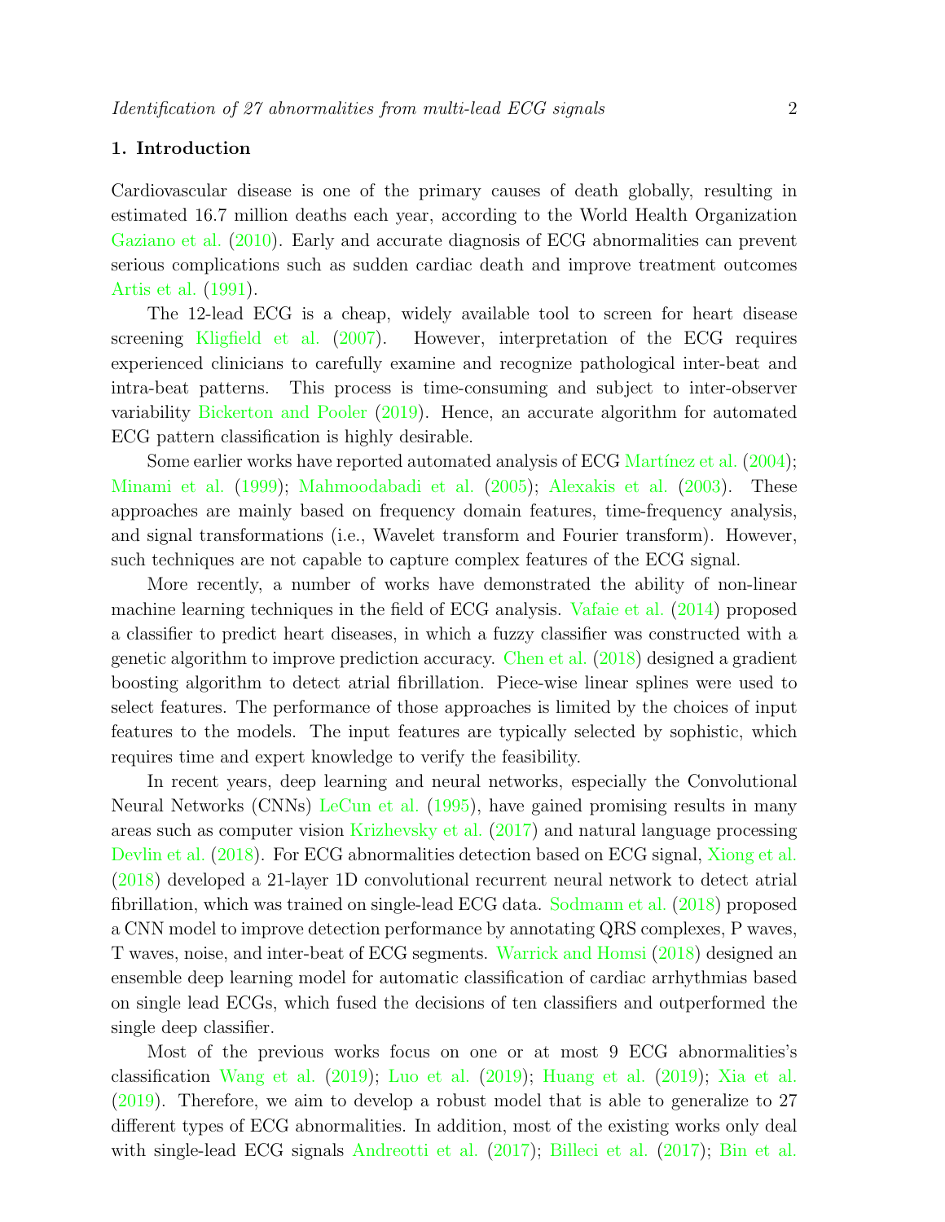## 1. Introduction

Cardiovascular disease is one of the primary causes of death globally, resulting in estimated 16.7 million deaths each year, according to the World Health Organization Gaziano et al. (2010). Early and accurate diagnosis of ECG abnormalities can prevent serious complications such as sudden cardiac death and improve treatment outcomes Artis et al. (1991).

The 12-lead ECG is a cheap, widely available tool to screen for heart disease screening Kligfield et al. (2007). However, interpretation of the ECG requires experienced clinicians to carefully examine and recognize pathological inter-beat and intra-beat patterns. This process is time-consuming and subject to inter-observer variability Bickerton and Pooler (2019). Hence, an accurate algorithm for automated ECG pattern classification is highly desirable.

Some earlier works have reported automated analysis of ECG Martínez et al. (2004); Minami et al. (1999); Mahmoodabadi et al. (2005); Alexakis et al. (2003). These approaches are mainly based on frequency domain features, time-frequency analysis, and signal transformations (i.e., Wavelet transform and Fourier transform). However, such techniques are not capable to capture complex features of the ECG signal.

More recently, a number of works have demonstrated the ability of non-linear machine learning techniques in the field of ECG analysis. Vafaie et al. (2014) proposed a classifier to predict heart diseases, in which a fuzzy classifier was constructed with a genetic algorithm to improve prediction accuracy. Chen et al. (2018) designed a gradient boosting algorithm to detect atrial fibrillation. Piece-wise linear splines were used to select features. The performance of those approaches is limited by the choices of input features to the models. The input features are typically selected by sophistic, which requires time and expert knowledge to verify the feasibility.

In recent years, deep learning and neural networks, especially the Convolutional Neural Networks (CNNs) LeCun et al. (1995), have gained promising results in many areas such as computer vision Krizhevsky et al. (2017) and natural language processing Devlin et al. (2018). For ECG abnormalities detection based on ECG signal, Xiong et al. (2018) developed a 21-layer 1D convolutional recurrent neural network to detect atrial fibrillation, which was trained on single-lead ECG data. Sodmann et al. (2018) proposed a CNN model to improve detection performance by annotating QRS complexes, P waves, T waves, noise, and inter-beat of ECG segments. Warrick and Homsi (2018) designed an ensemble deep learning model for automatic classification of cardiac arrhythmias based on single lead ECGs, which fused the decisions of ten classifiers and outperformed the single deep classifier.

Most of the previous works focus on one or at most 9 ECG abnormalities's classification Wang et al. (2019); Luo et al. (2019); Huang et al. (2019); Xia et al. (2019). Therefore, we aim to develop a robust model that is able to generalize to 27 different types of ECG abnormalities. In addition, most of the existing works only deal with single-lead ECG signals Andreotti et al. (2017); Billeci et al. (2017); Bin et al.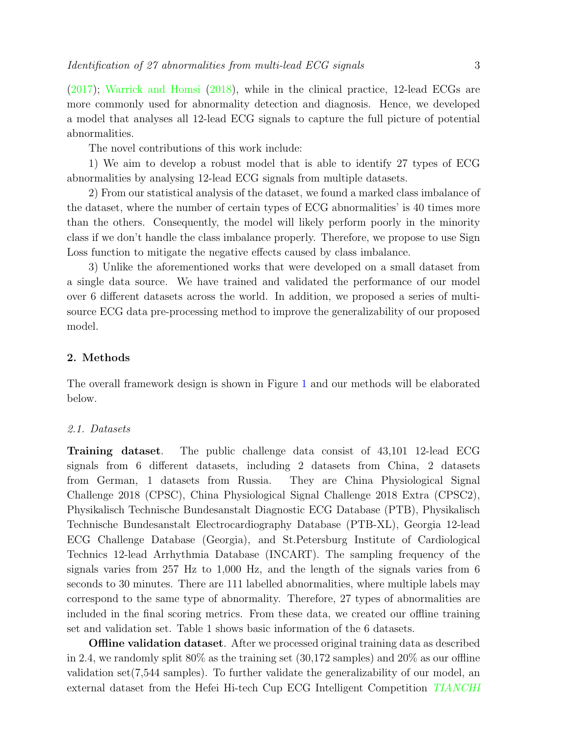(2017); Warrick and Homsi (2018), while in the clinical practice, 12-lead ECGs are more commonly used for abnormality detection and diagnosis. Hence, we developed a model that analyses all 12-lead ECG signals to capture the full picture of potential abnormalities.

The novel contributions of this work include:

1) We aim to develop a robust model that is able to identify 27 types of ECG abnormalities by analysing 12-lead ECG signals from multiple datasets.

2) From our statistical analysis of the dataset, we found a marked class imbalance of the dataset, where the number of certain types of ECG abnormalities' is 40 times more than the others. Consequently, the model will likely perform poorly in the minority class if we don't handle the class imbalance properly. Therefore, we propose to use Sign Loss function to mitigate the negative effects caused by class imbalance.

3) Unlike the aforementioned works that were developed on a small dataset from a single data source. We have trained and validated the performance of our model over 6 different datasets across the world. In addition, we proposed a series of multi-source ECG data pre-processing method to improve the generalizability of our proposed model.

## 2. Methods

The overall framework design is shown in Figure 1 and our methods will be elaborated below.

### 2.1. Datasets

**Training dataset**. The public challenge data consist of 43,101 12-lead ECG signals from 6 different datasets, including 2 datasets from China, 2 datasets from German, 1 datasets from Russia. They are China Physiological Signal Challenge 2018 (CPSC), China Physiological Signal Challenge 2018 Extra (CPSC2), Physikalisch Technische Bundesanstalt Diagnostic ECG Database (PTB), Physikalisch Technische Bundesanstalt Electrocardiography Database (PTB-XL), Georgia 12-lead ECG Challenge Database (Georgia), and St.Petersburg Institute of Cardiological Technics 12-lead Arrhythmia Database (INCART). The sampling frequency of the signals varies from 257 Hz to 1,000 Hz, and the length of the signals varies from 6 seconds to 30 minutes. There are 111 labelled abnormalities, where multiple labels may correspond to the same type of abnormality. Therefore, 27 types of abnormalities are included in the final scoring metrics. From these data, we created our offline training set and validation set. Table 1 shows basic information of the 6 datasets.

**Offline validation dataset**. After we processed original training data as described in 2.4, we randomly split 80% as the training set (30,172 samples) and 20% as our offline validation set(7,544 samples). To further validate the generalizability of our model, an external dataset from the Hefei Hi-tech Cup ECG Intelligent Competition *TIANCHI*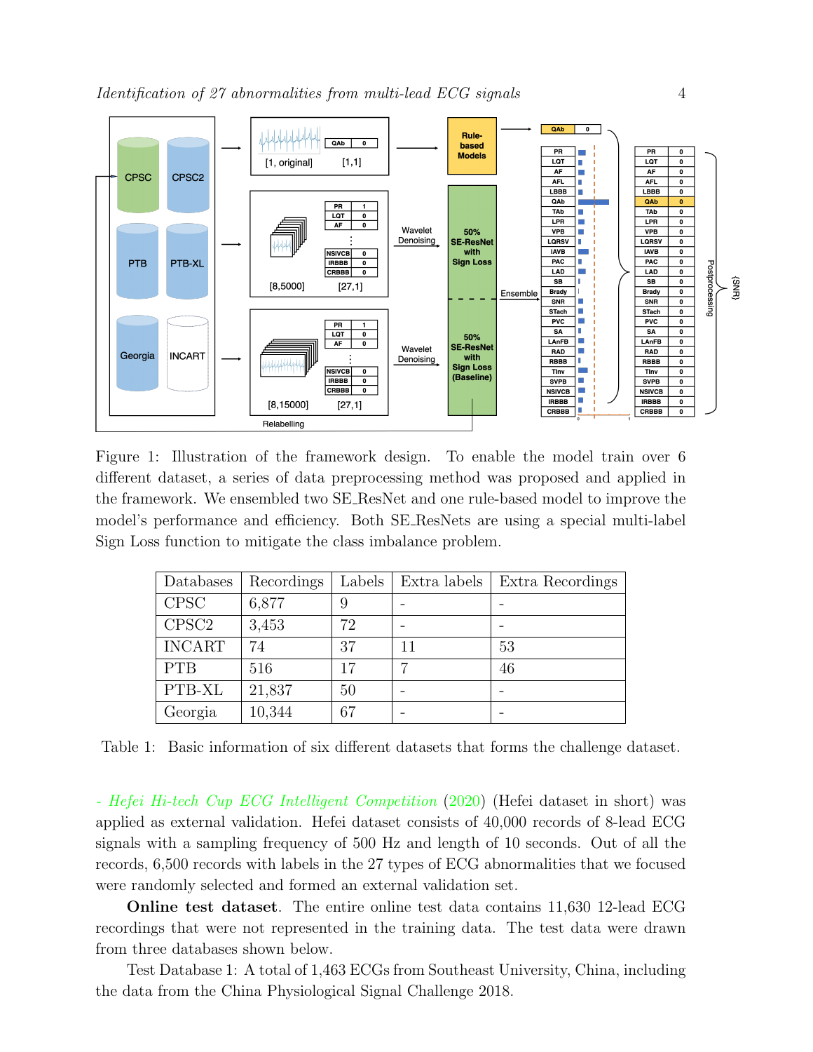Figure 1: Illustration of the framework design. To enable the model train over 6 different dataset, a series of data preprocessing method was proposed and applied in the framework. We ensembled two SE_ResNet and one rule-based model to improve the model's performance and efficiency. Both SE_ResNets are using a special multi-label Sign Loss function to mitigate the class imbalance problem.

| Databases | Recordings | Labels | Extra labels | Extra Recordings |
|---|---|---|---|---|
| CPSC | 6,877 | 9 | - | - |
| CPSC2 | 3,453 | 72 | - | - |
| INCART | 74 | 37 | 11 | 53 |
| PTB | 516 | 17 | 7 | 46 |
| PTB-XL | 21,837 | 50 | - | - |
| Georgia | 10,344 | 67 | - | - |

Table 1: Basic information of six different datasets that forms the challenge dataset.

- *Hefei Hi-tech Cup ECG Intelligent Competition* (2020) (Hefei dataset in short) was applied as external validation. Hefei dataset consists of 40,000 records of 8-lead ECG signals with a sampling frequency of 500 Hz and length of 10 seconds. Out of all the records, 6,500 records with labels in the 27 types of ECG abnormalities that we focused were randomly selected and formed an external validation set.

**Online test dataset**. The entire online test data contains 11,630 12-lead ECG recordings that were not represented in the training data. The test data were drawn from three databases shown below.

Test Database 1: A total of 1,463 ECGs from Southeast University, China, including the data from the China Physiological Signal Challenge 2018.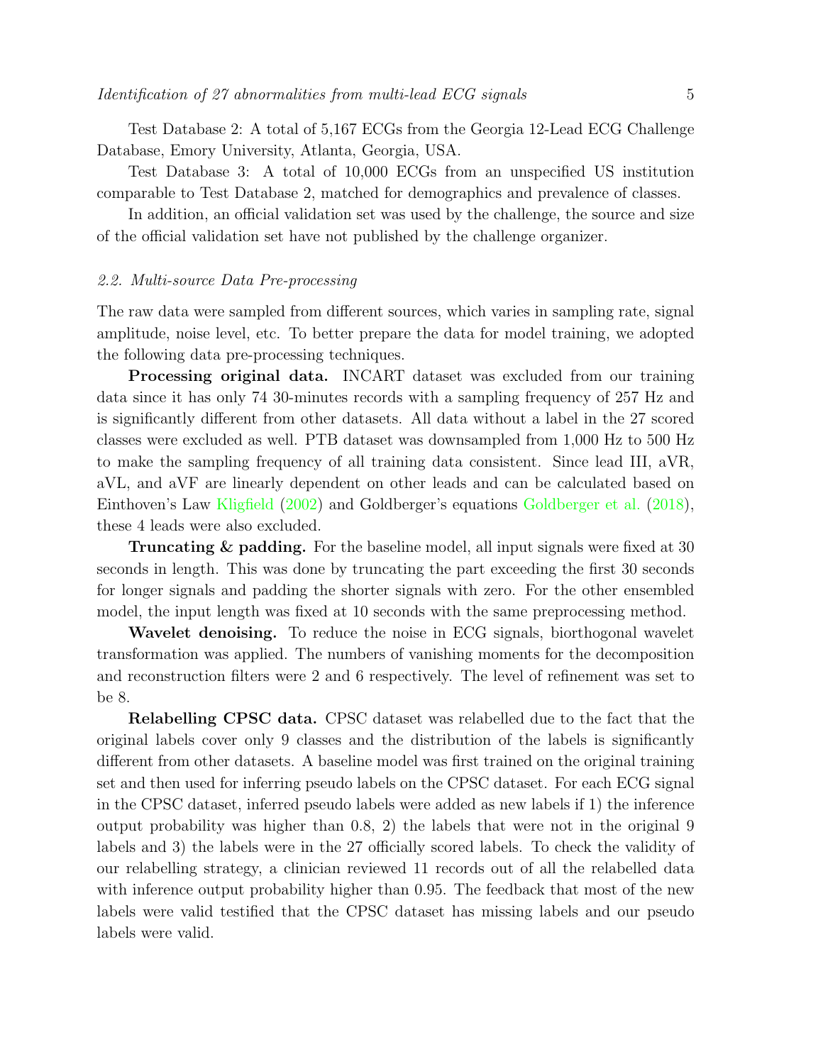Test Database 2: A total of 5,167 ECGs from the Georgia 12-Lead ECG Challenge Database, Emory University, Atlanta, Georgia, USA.

Test Database 3: A total of 10,000 ECGs from an unspecified US institution comparable to Test Database 2, matched for demographics and prevalence of classes.

In addition, an official validation set was used by the challenge, the source and size of the official validation set have not published by the challenge organizer.

### *2.2. Multi-source Data Pre-processing*

The raw data were sampled from different sources, which varies in sampling rate, signal amplitude, noise level, etc. To better prepare the data for model training, we adopted the following data pre-processing techniques.

**Processing original data.** INCART dataset was excluded from our training data since it has only 74 30-minutes records with a sampling frequency of 257 Hz and is significantly different from other datasets. All data without a label in the 27 scored classes were excluded as well. PTB dataset was downsampled from 1,000 Hz to 500 Hz to make the sampling frequency of all training data consistent. Since lead III, aVR, aVL, and aVF are linearly dependent on other leads and can be calculated based on Einthoven's Law Kligfield (2002) and Goldberger's equations Goldberger et al. (2018), these 4 leads were also excluded.

**Truncating & padding.** For the baseline model, all input signals were fixed at 30 seconds in length. This was done by truncating the part exceeding the first 30 seconds for longer signals and padding the shorter signals with zero. For the other ensembled model, the input length was fixed at 10 seconds with the same preprocessing method.

**Wavelet denoising.** To reduce the noise in ECG signals, biorthogonal wavelet transformation was applied. The numbers of vanishing moments for the decomposition and reconstruction filters were 2 and 6 respectively. The level of refinement was set to be 8.

**Relabelling CPSC data.** CPSC dataset was relabelled due to the fact that the original labels cover only 9 classes and the distribution of the labels is significantly different from other datasets. A baseline model was first trained on the original training set and then used for inferring pseudo labels on the CPSC dataset. For each ECG signal in the CPSC dataset, inferred pseudo labels were added as new labels if 1) the inference output probability was higher than 0.8, 2) the labels that were not in the original 9 labels and 3) the labels were in the 27 officially scored labels. To check the validity of our relabelling strategy, a clinician reviewed 11 records out of all the relabelled data with inference output probability higher than 0.95. The feedback that most of the new labels were valid testified that the CPSC dataset has missing labels and our pseudo labels were valid.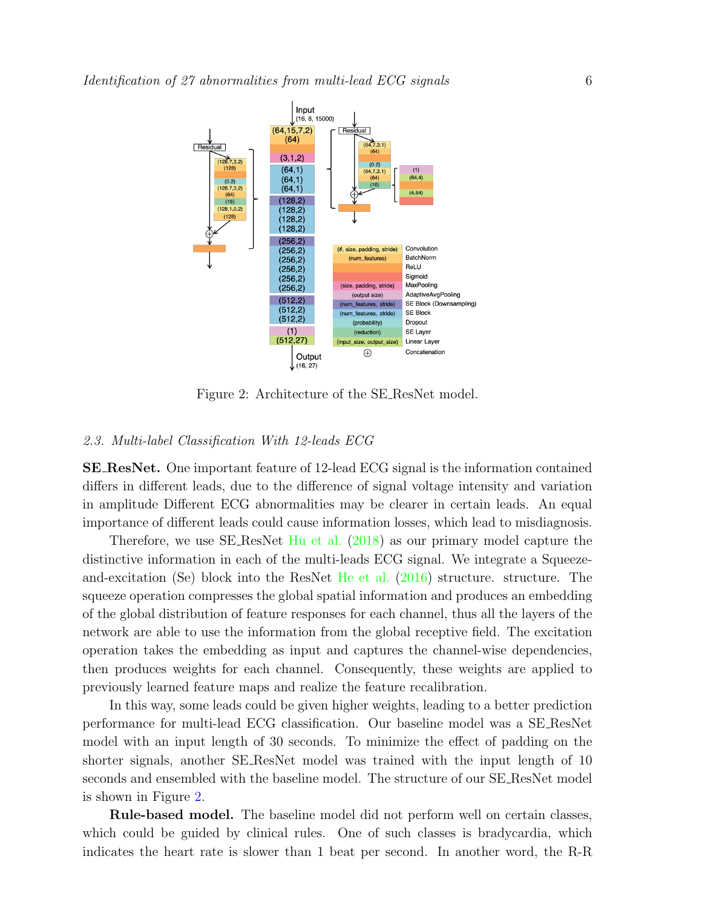Figure 2: Architecture of the SE_ResNet model.

### 2.3. Multi-label Classification With 12-leads ECG

**SE_ResNet.** One important feature of 12-lead ECG signal is the information contained differs in different leads, due to the difference of signal voltage intensity and variation in amplitude Different ECG abnormalities may be clearer in certain leads. An equal importance of different leads could cause information losses, which lead to misdiagnosis.

Therefore, we use SE_ResNet Hu et al. (2018) as our primary model capture the distinctive information in each of the multi-leads ECG signal. We integrate a Squeeze-and-excitation (Se) block into the ResNet He et al. (2016) structure. structure. The squeeze operation compresses the global spatial information and produces an embedding of the global distribution of feature responses for each channel, thus all the layers of the network are able to use the information from the global receptive field. The excitation operation takes the embedding as input and captures the channel-wise dependencies, then produces weights for each channel. Consequently, these weights are applied to previously learned feature maps and realize the feature recalibration.

In this way, some leads could be given higher weights, leading to a better prediction performance for multi-lead ECG classification. Our baseline model was a SE_ResNet model with an input length of 30 seconds. To minimize the effect of padding on the shorter signals, another SE_ResNet model was trained with the input length of 10 seconds and ensembled with the baseline model. The structure of our SE_ResNet model is shown in Figure 2.

**Rule-based model.** The baseline model did not perform well on certain classes, which could be guided by clinical rules. One of such classes is bradycardia, which indicates the heart rate is slower than 1 beat per second. In another word, the R-R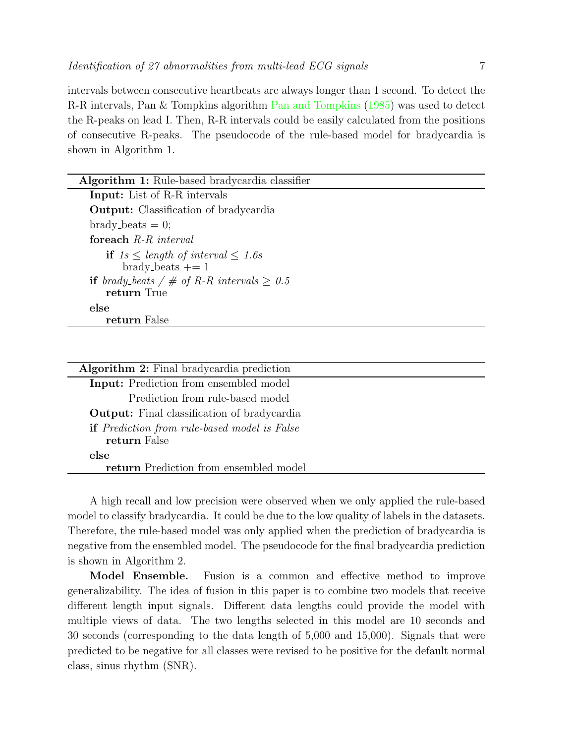intervals between consecutive heartbeats are always longer than 1 second. To detect the R-R intervals, Pan & Tompkins algorithm Pan and Tompkins (1985) was used to detect the R-peaks on lead I. Then, R-R intervals could be easily calculated from the positions of consecutive R-peaks. The pseudocode of the rule-based model for bradycardia is shown in Algorithm 1.

**Algorithm 1:** Rule-based bradycardia classifier

```
Input: List of R-R intervals
Output: Classification of bradycardia
brady_beats = 0;
foreach R-R interval
    if 1s ≤ length of interval ≤ 1.6s
        brady_beats += 1
if brady_beats / # of R-R intervals ≥ 0.5
    return True
else
    return False
```

**Algorithm 2:** Final bradycardia prediction

```
Input: Prediction from ensembled model
       Prediction from rule-based model
Output: Final classification of bradycardia
if Prediction from rule-based model is False
    return False
else
    return Prediction from ensembled model
```

A high recall and low precision were observed when we only applied the rule-based model to classify bradycardia. It could be due to the low quality of labels in the datasets. Therefore, the rule-based model was only applied when the prediction of bradycardia is negative from the ensembled model. The pseudocode for the final bradycardia prediction is shown in Algorithm 2.

**Model Ensemble.** Fusion is a common and effective method to improve generalizability. The idea of fusion in this paper is to combine two models that receive different length input signals. Different data lengths could provide the model with multiple views of data. The two lengths selected in this model are 10 seconds and 30 seconds (corresponding to the data length of 5,000 and 15,000). Signals that were predicted to be negative for all classes were revised to be positive for the default normal class, sinus rhythm (SNR).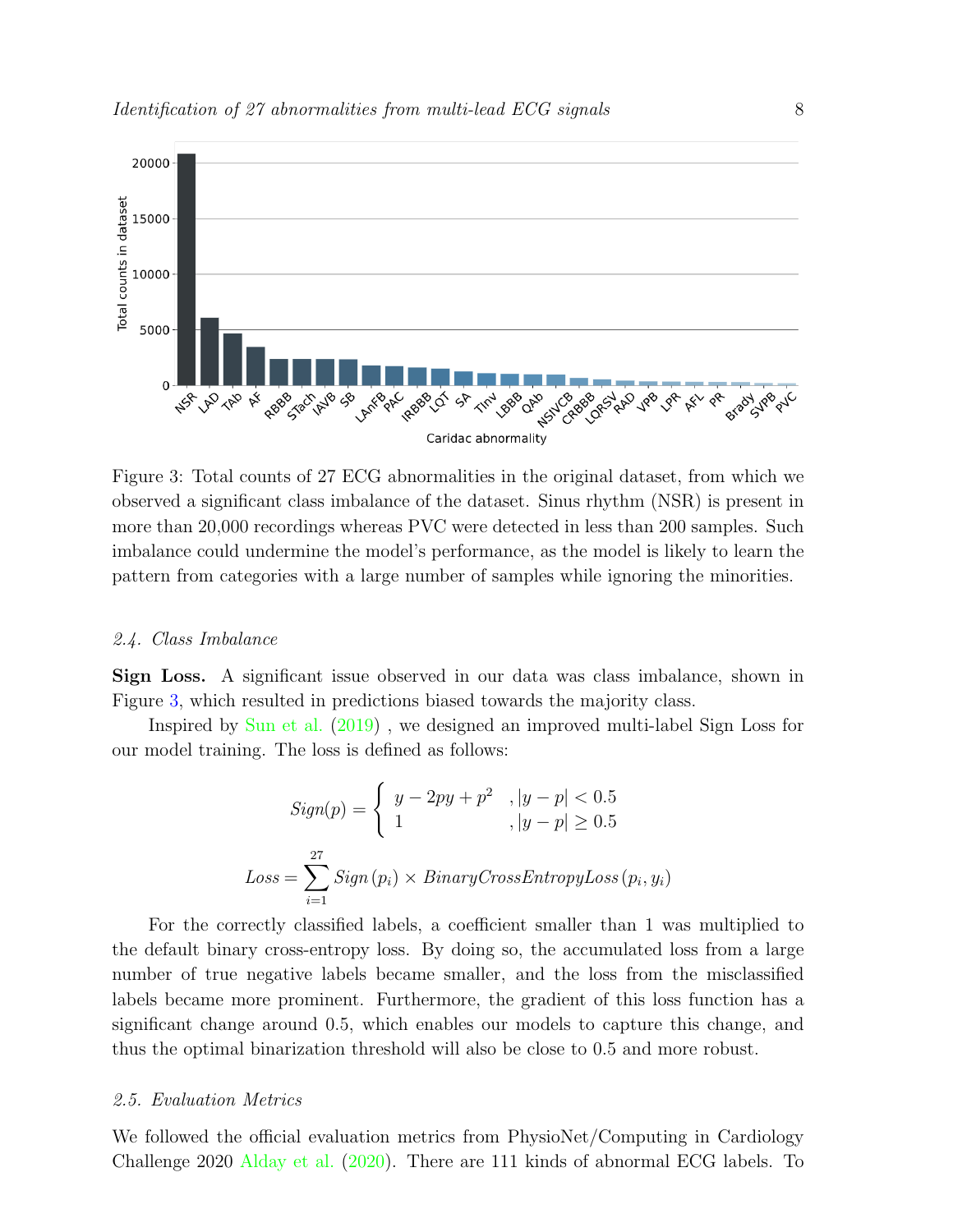Figure 3: Total counts of 27 ECG abnormalities in the original dataset, from which we observed a significant class imbalance of the dataset. Sinus rhythm (NSR) is present in more than 20,000 recordings whereas PVC were detected in less than 200 samples. Such imbalance could undermine the model's performance, as the model is likely to learn the pattern from categories with a large number of samples while ignoring the minorities.

### *2.4. Class Imbalance*

**Sign Loss.** A significant issue observed in our data was class imbalance, shown in Figure 3, which resulted in predictions biased towards the majority class.

Inspired by Sun et al. (2019) , we designed an improved multi-label Sign Loss for our model training. The loss is defined as follows:

$$Sign(p) = \begin{cases} y - 2py + p^2 & , |y - p| < 0.5 \\ 1 & , |y - p| \geq 0.5 \end{cases}$$

$$Loss = \sum_{i=1}^{27} Sign(p_i) \times BinaryCrossEntropyLoss(p_i, y_i)$$

For the correctly classified labels, a coefficient smaller than 1 was multiplied to the default binary cross-entropy loss. By doing so, the accumulated loss from a large number of true negative labels became smaller, and the loss from the misclassified labels became more prominent. Furthermore, the gradient of this loss function has a significant change around 0.5, which enables our models to capture this change, and thus the optimal binarization threshold will also be close to 0.5 and more robust.

### *2.5. Evaluation Metrics*

We followed the official evaluation metrics from PhysioNet/Computing in Cardiology Challenge 2020 Alday et al. (2020). There are 111 kinds of abnormal ECG labels. To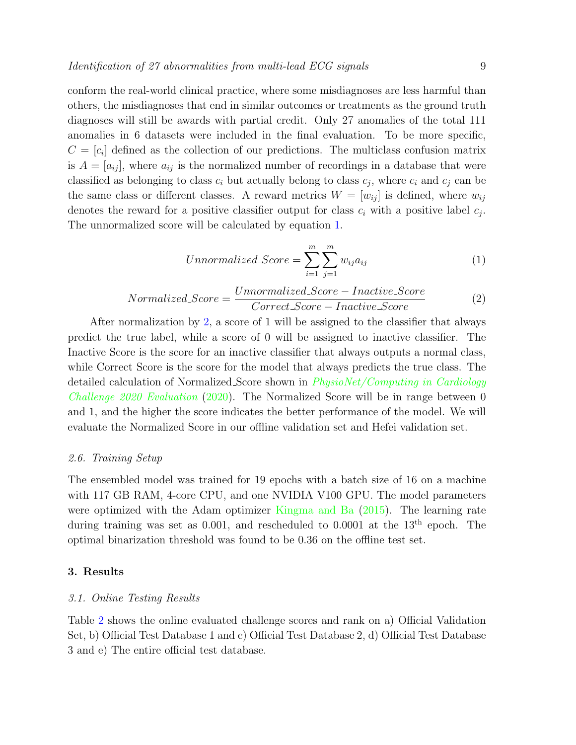conform the real-world clinical practice, where some misdiagnoses are less harmful than others, the misdiagnoses that end in similar outcomes or treatments as the ground truth diagnoses will still be awards with partial credit. Only 27 anomalies of the total 111 anomalies in 6 datasets were included in the final evaluation. To be more specific, $C = [c_i]$ defined as the collection of our predictions. The multiclass confusion matrix is $A = [a_{ij}]$, where $a_{ij}$ is the normalized number of recordings in a database that were classified as belonging to class $c_i$ but actually belong to class $c_j$, where $c_i$ and $c_j$ can be the same class or different classes. A reward metrics $W = [w_{ij}]$ is defined, where $w_{ij}$ denotes the reward for a positive classifier output for class $c_i$ with a positive label $c_j$. The unnormalized score will be calculated by equation 1.

$$Unnormalized\_Score = \sum_{i=1}^{m} \sum_{j=1}^{m} w_{ij} a_{ij} \tag{1}$$

$$Normalized\_Score = \frac{Unnormalized\_Score - Inactive\_Score}{Correct\_Score - Inactive\_Score} \tag{2}$$

After normalization by 2, a score of 1 will be assigned to the classifier that always predict the true label, while a score of 0 will be assigned to inactive classifier. The Inactive Score is the score for an inactive classifier that always outputs a normal class, while Correct Score is the score for the model that always predicts the true class. The detailed calculation of Normalized_Score shown in *PhysioNet/Computing in Cardiology Challenge 2020 Evaluation* (2020). The Normalized Score will be in range between 0 and 1, and the higher the score indicates the better performance of the model. We will evaluate the Normalized Score in our offline validation set and Hefei validation set.

### 2.6. Training Setup

The ensembled model was trained for 19 epochs with a batch size of 16 on a machine with 117 GB RAM, 4-core CPU, and one NVIDIA V100 GPU. The model parameters were optimized with the Adam optimizer Kingma and Ba (2015). The learning rate during training was set as 0.001, and rescheduled to 0.0001 at the 13$^{\text{th}}$ epoch. The optimal binarization threshold was found to be 0.36 on the offline test set.

## 3. Results

### 3.1. Online Testing Results

Table 2 shows the online evaluated challenge scores and rank on a) Official Validation Set, b) Official Test Database 1 and c) Official Test Database 2, d) Official Test Database 3 and e) The entire official test database.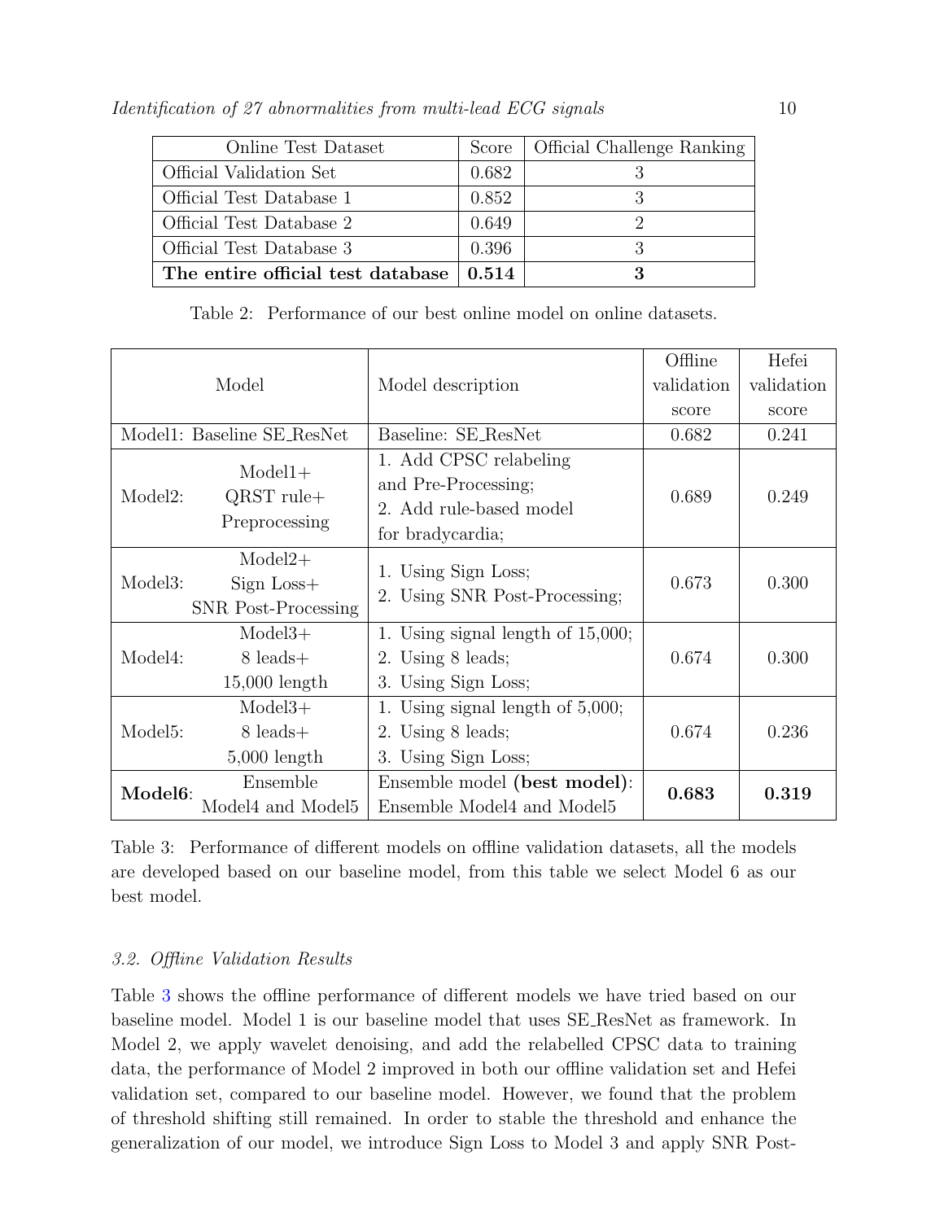| Online Test Dataset | Score | Official Challenge Ranking |
|---|---|---|
| Official Validation Set | 0.682 | 3 |
| Official Test Database 1 | 0.852 | 3 |
| Official Test Database 2 | 0.649 | 2 |
| Official Test Database 3 | 0.396 | 3 |
| **The entire official test database** | **0.514** | **3** |

Table 2: Performance of our best online model on online datasets.

| Model | Model description | Offline validation score | Hefei validation score |
|---|---|---|---|
| Model1: Baseline SE_ResNet | Baseline: SE_ResNet | 0.682 | 0.241 |
| Model2: Model1+ QRST rule+ Preprocessing | 1. Add CPSC relabeling and Pre-Processing; 2. Add rule-based model for bradycardia; | 0.689 | 0.249 |
| Model3: Model2+ Sign Loss+ SNR Post-Processing | 1. Using Sign Loss; 2. Using SNR Post-Processing; | 0.673 | 0.300 |
| Model4: Model3+ 8 leads+ 15,000 length | 1. Using signal length of 15,000; 2. Using 8 leads; 3. Using Sign Loss; | 0.674 | 0.300 |
| Model5: Model3+ 8 leads+ 5,000 length | 1. Using signal length of 5,000; 2. Using 8 leads; 3. Using Sign Loss; | 0.674 | 0.236 |
| **Model6**: Ensemble Model4 and Model5 | Ensemble model **(best model)**: Ensemble Model4 and Model5 | **0.683** | **0.319** |

Table 3: Performance of different models on offline validation datasets, all the models are developed based on our baseline model, from this table we select Model 6 as our best model.

### *3.2. Offline Validation Results*

Table 3 shows the offline performance of different models we have tried based on our baseline model. Model 1 is our baseline model that uses SE_ResNet as framework. In Model 2, we apply wavelet denoising, and add the relabelled CPSC data to training data, the performance of Model 2 improved in both our offline validation set and Hefei validation set, compared to our baseline model. However, we found that the problem of threshold shifting still remained. In order to stable the threshold and enhance the generalization of our model, we introduce Sign Loss to Model 3 and apply SNR Post-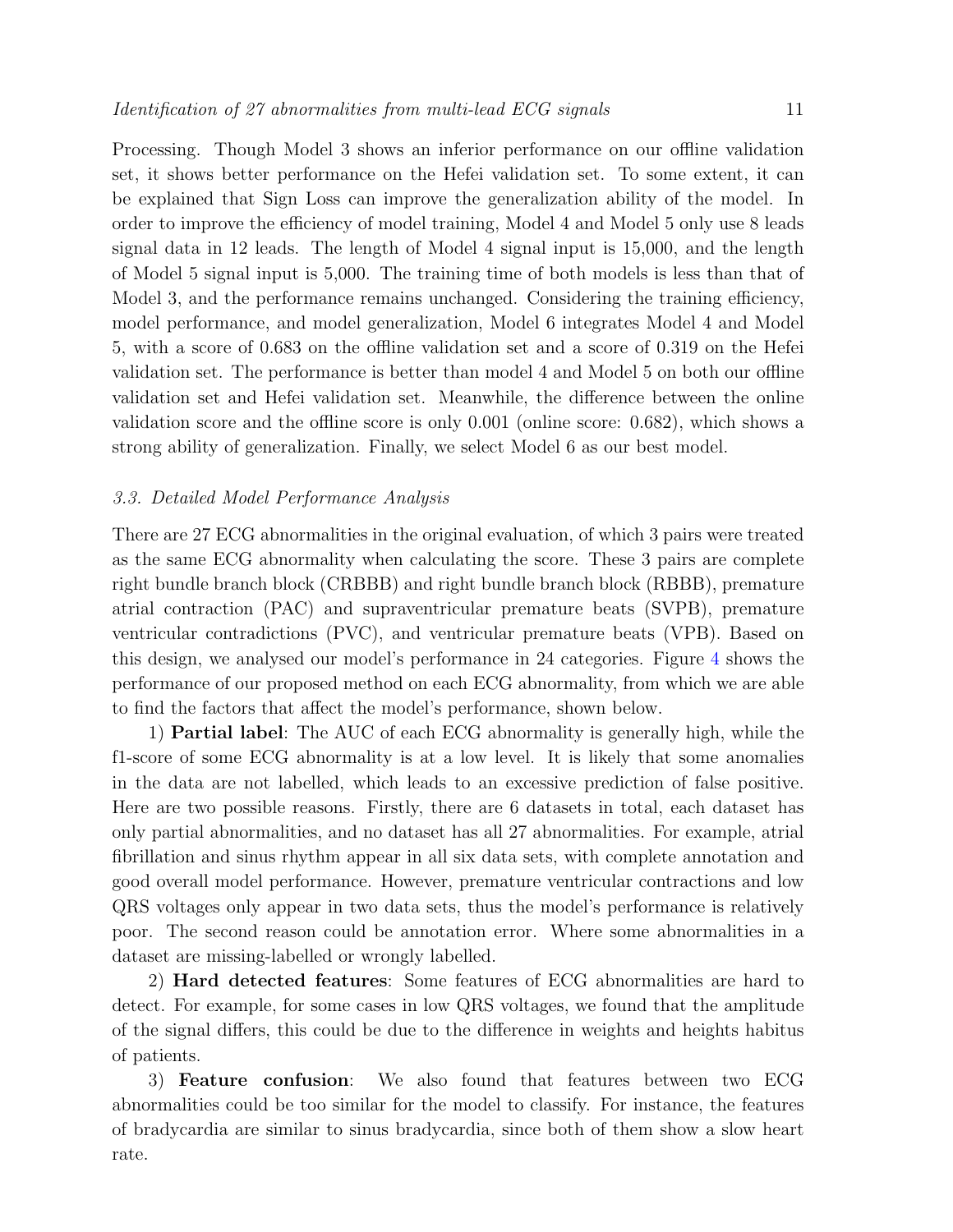Processing. Though Model 3 shows an inferior performance on our offline validation set, it shows better performance on the Hefei validation set. To some extent, it can be explained that Sign Loss can improve the generalization ability of the model. In order to improve the efficiency of model training, Model 4 and Model 5 only use 8 leads signal data in 12 leads. The length of Model 4 signal input is 15,000, and the length of Model 5 signal input is 5,000. The training time of both models is less than that of Model 3, and the performance remains unchanged. Considering the training efficiency, model performance, and model generalization, Model 6 integrates Model 4 and Model 5, with a score of 0.683 on the offline validation set and a score of 0.319 on the Hefei validation set. The performance is better than model 4 and Model 5 on both our offline validation set and Hefei validation set. Meanwhile, the difference between the online validation score and the offline score is only 0.001 (online score: 0.682), which shows a strong ability of generalization. Finally, we select Model 6 as our best model.

### *3.3. Detailed Model Performance Analysis*

There are 27 ECG abnormalities in the original evaluation, of which 3 pairs were treated as the same ECG abnormality when calculating the score. These 3 pairs are complete right bundle branch block (CRBBB) and right bundle branch block (RBBB), premature atrial contraction (PAC) and supraventricular premature beats (SVPB), premature ventricular contradictions (PVC), and ventricular premature beats (VPB). Based on this design, we analysed our model's performance in 24 categories. Figure 4 shows the performance of our proposed method on each ECG abnormality, from which we are able to find the factors that affect the model's performance, shown below.

1) **Partial label**: The AUC of each ECG abnormality is generally high, while the f1-score of some ECG abnormality is at a low level. It is likely that some anomalies in the data are not labelled, which leads to an excessive prediction of false positive. Here are two possible reasons. Firstly, there are 6 datasets in total, each dataset has only partial abnormalities, and no dataset has all 27 abnormalities. For example, atrial fibrillation and sinus rhythm appear in all six data sets, with complete annotation and good overall model performance. However, premature ventricular contractions and low QRS voltages only appear in two data sets, thus the model's performance is relatively poor. The second reason could be annotation error. Where some abnormalities in a dataset are missing-labelled or wrongly labelled.

2) **Hard detected features**: Some features of ECG abnormalities are hard to detect. For example, for some cases in low QRS voltages, we found that the amplitude of the signal differs, this could be due to the difference in weights and heights habitus of patients.

3) **Feature confusion**: We also found that features between two ECG abnormalities could be too similar for the model to classify. For instance, the features of bradycardia are similar to sinus bradycardia, since both of them show a slow heart rate.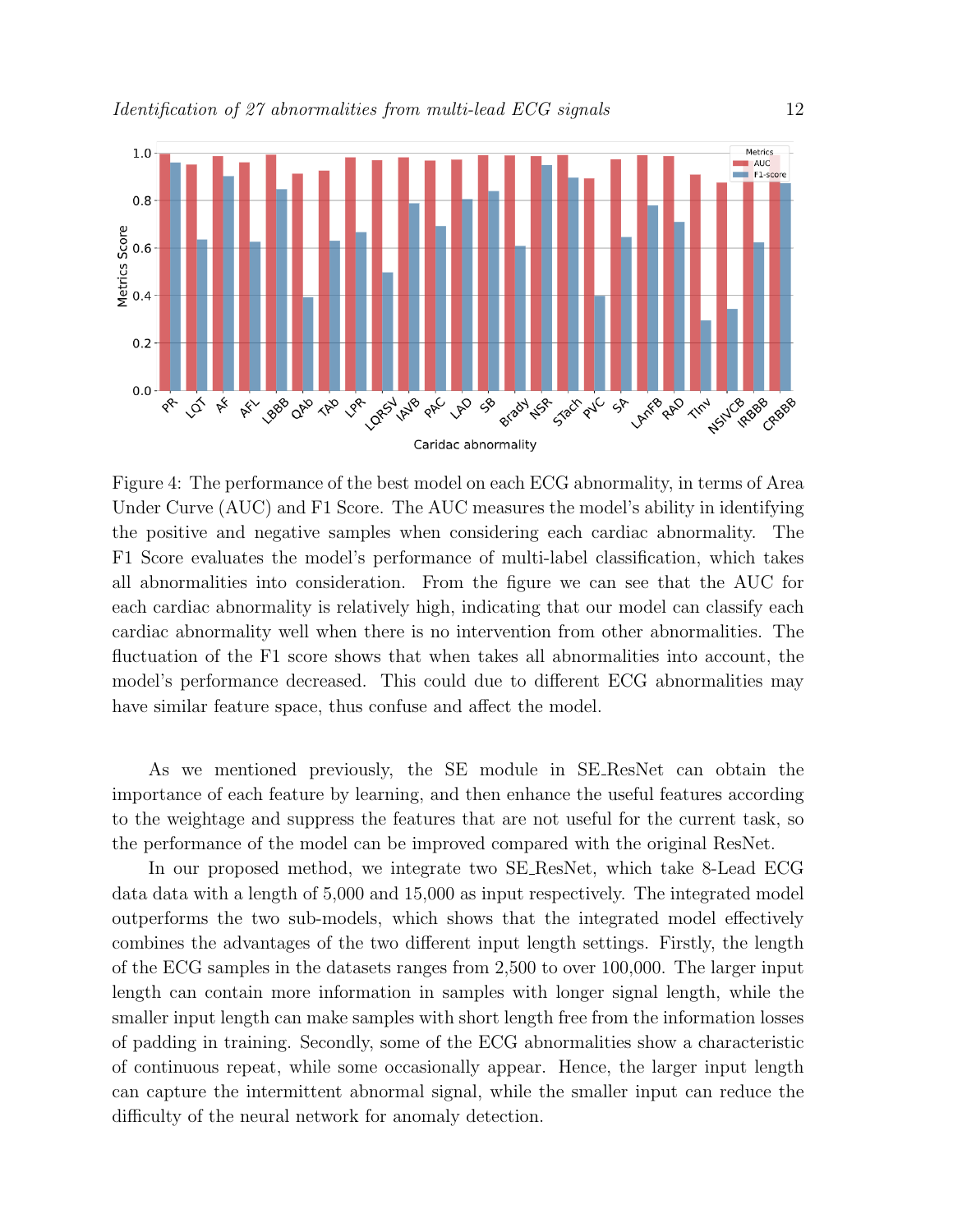Figure 4: The performance of the best model on each ECG abnormality, in terms of Area Under Curve (AUC) and F1 Score. The AUC measures the model's ability in identifying the positive and negative samples when considering each cardiac abnormality. The F1 Score evaluates the model's performance of multi-label classification, which takes all abnormalities into consideration. From the figure we can see that the AUC for each cardiac abnormality is relatively high, indicating that our model can classify each cardiac abnormality well when there is no intervention from other abnormalities. The fluctuation of the F1 score shows that when takes all abnormalities into account, the model's performance decreased. This could due to different ECG abnormalities may have similar feature space, thus confuse and affect the model.

As we mentioned previously, the SE module in SE_ResNet can obtain the importance of each feature by learning, and then enhance the useful features according to the weightage and suppress the features that are not useful for the current task, so the performance of the model can be improved compared with the original ResNet.

In our proposed method, we integrate two SE_ResNet, which take 8-Lead ECG data data with a length of 5,000 and 15,000 as input respectively. The integrated model outperforms the two sub-models, which shows that the integrated model effectively combines the advantages of the two different input length settings. Firstly, the length of the ECG samples in the datasets ranges from 2,500 to over 100,000. The larger input length can contain more information in samples with longer signal length, while the smaller input length can make samples with short length free from the information losses of padding in training. Secondly, some of the ECG abnormalities show a characteristic of continuous repeat, while some occasionally appear. Hence, the larger input length can capture the intermittent abnormal signal, while the smaller input can reduce the difficulty of the neural network for anomaly detection.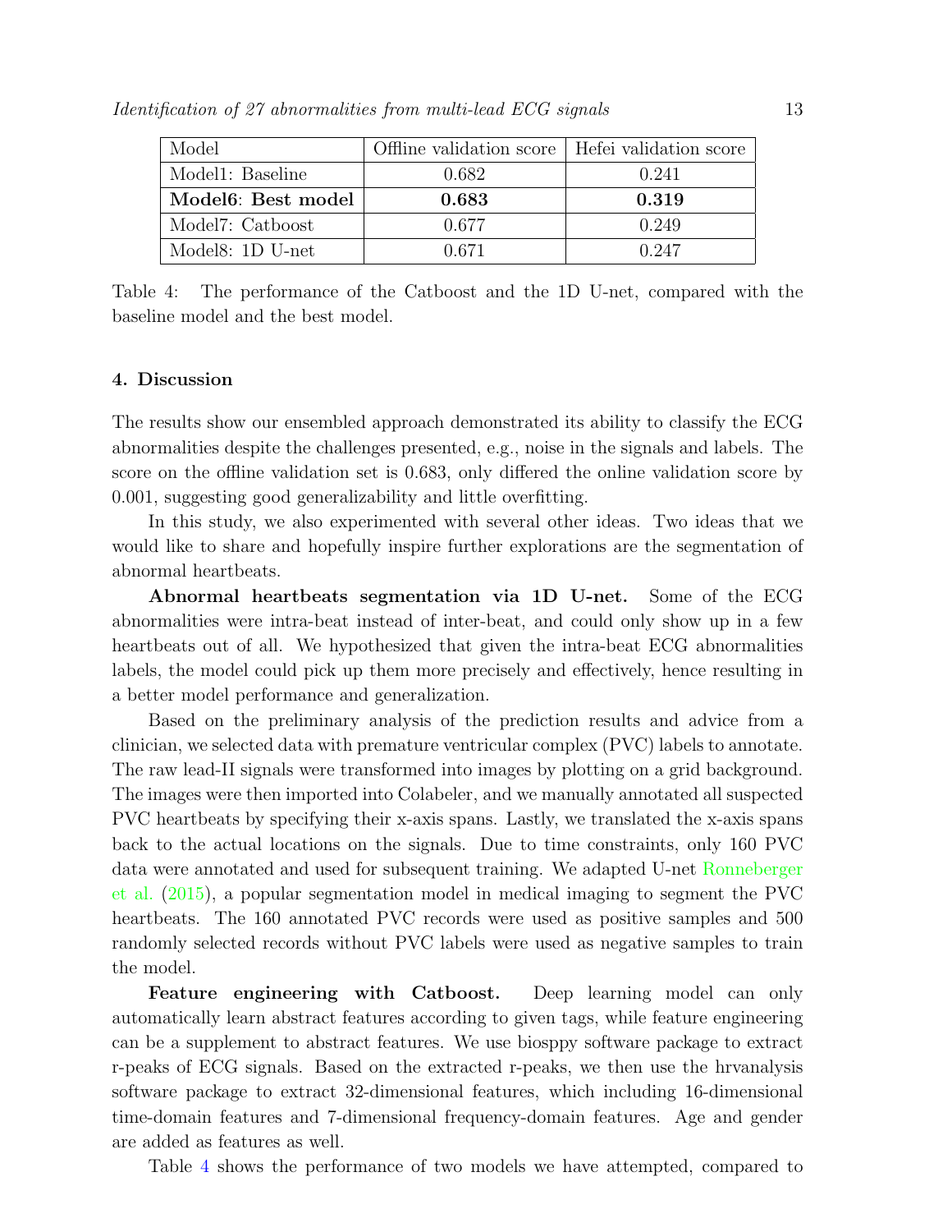| Model | Offline validation score | Hefei validation score |
|---|---|---|
| Model1: Baseline | 0.682 | 0.241 |
| **Model6: Best model** | **0.683** | **0.319** |
| Model7: Catboost | 0.677 | 0.249 |
| Model8: 1D U-net | 0.671 | 0.247 |

Table 4: The performance of the Catboost and the 1D U-net, compared with the baseline model and the best model.

## 4. Discussion

The results show our ensembled approach demonstrated its ability to classify the ECG abnormalities despite the challenges presented, e.g., noise in the signals and labels. The score on the offline validation set is 0.683, only differed the online validation score by 0.001, suggesting good generalizability and little overfitting.

In this study, we also experimented with several other ideas. Two ideas that we would like to share and hopefully inspire further explorations are the segmentation of abnormal heartbeats.

**Abnormal heartbeats segmentation via 1D U-net.** Some of the ECG abnormalities were intra-beat instead of inter-beat, and could only show up in a few heartbeats out of all. We hypothesized that given the intra-beat ECG abnormalities labels, the model could pick up them more precisely and effectively, hence resulting in a better model performance and generalization.

Based on the preliminary analysis of the prediction results and advice from a clinician, we selected data with premature ventricular complex (PVC) labels to annotate. The raw lead-II signals were transformed into images by plotting on a grid background. The images were then imported into Colabeler, and we manually annotated all suspected PVC heartbeats by specifying their x-axis spans. Lastly, we translated the x-axis spans back to the actual locations on the signals. Due to time constraints, only 160 PVC data were annotated and used for subsequent training. We adapted U-net Ronneberger et al. (2015), a popular segmentation model in medical imaging to segment the PVC heartbeats. The 160 annotated PVC records were used as positive samples and 500 randomly selected records without PVC labels were used as negative samples to train the model.

**Feature engineering with Catboost.** Deep learning model can only automatically learn abstract features according to given tags, while feature engineering can be a supplement to abstract features. We use biosppy software package to extract r-peaks of ECG signals. Based on the extracted r-peaks, we then use the hrvanalysis software package to extract 32-dimensional features, which including 16-dimensional time-domain features and 7-dimensional frequency-domain features. Age and gender are added as features as well.

Table 4 shows the performance of two models we have attempted, compared to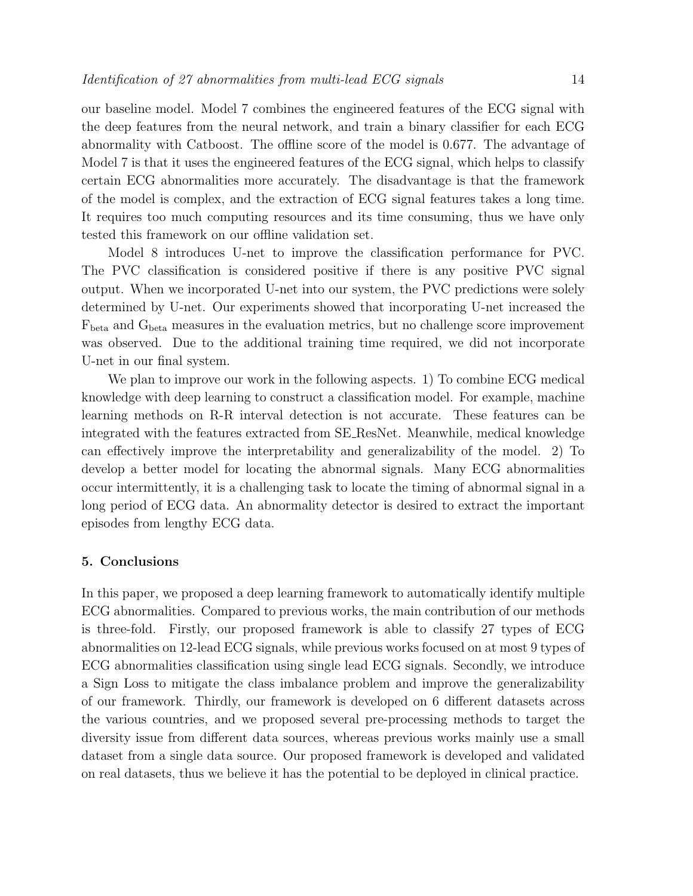our baseline model. Model 7 combines the engineered features of the ECG signal with the deep features from the neural network, and train a binary classifier for each ECG abnormality with Catboost. The offline score of the model is 0.677. The advantage of Model 7 is that it uses the engineered features of the ECG signal, which helps to classify certain ECG abnormalities more accurately. The disadvantage is that the framework of the model is complex, and the extraction of ECG signal features takes a long time. It requires too much computing resources and its time consuming, thus we have only tested this framework on our offline validation set.

Model 8 introduces U-net to improve the classification performance for PVC. The PVC classification is considered positive if there is any positive PVC signal output. When we incorporated U-net into our system, the PVC predictions were solely determined by U-net. Our experiments showed that incorporating U-net increased the $F_{beta}$ and $G_{beta}$ measures in the evaluation metrics, but no challenge score improvement was observed. Due to the additional training time required, we did not incorporate U-net in our final system.

We plan to improve our work in the following aspects. 1) To combine ECG medical knowledge with deep learning to construct a classification model. For example, machine learning methods on R-R interval detection is not accurate. These features can be integrated with the features extracted from SE_ResNet. Meanwhile, medical knowledge can effectively improve the interpretability and generalizability of the model. 2) To develop a better model for locating the abnormal signals. Many ECG abnormalities occur intermittently, it is a challenging task to locate the timing of abnormal signal in a long period of ECG data. An abnormality detector is desired to extract the important episodes from lengthy ECG data.

## 5. Conclusions

In this paper, we proposed a deep learning framework to automatically identify multiple ECG abnormalities. Compared to previous works, the main contribution of our methods is three-fold. Firstly, our proposed framework is able to classify 27 types of ECG abnormalities on 12-lead ECG signals, while previous works focused on at most 9 types of ECG abnormalities classification using single lead ECG signals. Secondly, we introduce a Sign Loss to mitigate the class imbalance problem and improve the generalizability of our framework. Thirdly, our framework is developed on 6 different datasets across the various countries, and we proposed several pre-processing methods to target the diversity issue from different data sources, whereas previous works mainly use a small dataset from a single data source. Our proposed framework is developed and validated on real datasets, thus we believe it has the potential to be deployed in clinical practice.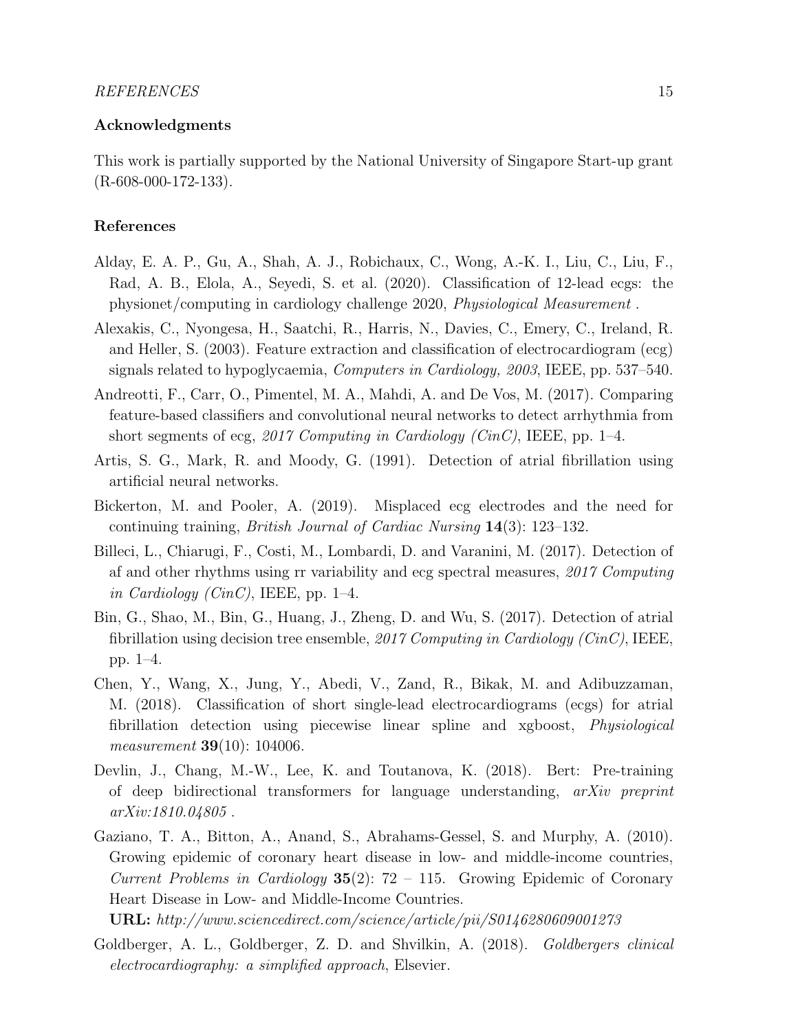## Acknowledgments

This work is partially supported by the National University of Singapore Start-up grant (R-608-000-172-133).

## References

Alday, E. A. P., Gu, A., Shah, A. J., Robichaux, C., Wong, A.-K. I., Liu, C., Liu, F., Rad, A. B., Elola, A., Seyedi, S. et al. (2020). Classification of 12-lead ecgs: the physionet/computing in cardiology challenge 2020, *Physiological Measurement* .

Alexakis, C., Nyongesa, H., Saatchi, R., Harris, N., Davies, C., Emery, C., Ireland, R. and Heller, S. (2003). Feature extraction and classification of electrocardiogram (ecg) signals related to hypoglycaemia, *Computers in Cardiology, 2003*, IEEE, pp. 537–540.

Andreotti, F., Carr, O., Pimentel, M. A., Mahdi, A. and De Vos, M. (2017). Comparing feature-based classifiers and convolutional neural networks to detect arrhythmia from short segments of ecg, *2017 Computing in Cardiology (CinC)*, IEEE, pp. 1–4.

Artis, S. G., Mark, R. and Moody, G. (1991). Detection of atrial fibrillation using artificial neural networks.

Bickerton, M. and Pooler, A. (2019). Misplaced ecg electrodes and the need for continuing training, *British Journal of Cardiac Nursing* **14**(3): 123–132.

Billeci, L., Chiarugi, F., Costi, M., Lombardi, D. and Varanini, M. (2017). Detection of af and other rhythms using rr variability and ecg spectral measures, *2017 Computing in Cardiology (CinC)*, IEEE, pp. 1–4.

Bin, G., Shao, M., Bin, G., Huang, J., Zheng, D. and Wu, S. (2017). Detection of atrial fibrillation using decision tree ensemble, *2017 Computing in Cardiology (CinC)*, IEEE, pp. 1–4.

Chen, Y., Wang, X., Jung, Y., Abedi, V., Zand, R., Bikak, M. and Adibuzzaman, M. (2018). Classification of short single-lead electrocardiograms (ecgs) for atrial fibrillation detection using piecewise linear spline and xgboost, *Physiological measurement* **39**(10): 104006.

Devlin, J., Chang, M.-W., Lee, K. and Toutanova, K. (2018). Bert: Pre-training of deep bidirectional transformers for language understanding, *arXiv preprint arXiv:1810.04805* .

Gaziano, T. A., Bitton, A., Anand, S., Abrahams-Gessel, S. and Murphy, A. (2010). Growing epidemic of coronary heart disease in low- and middle-income countries, *Current Problems in Cardiology* **35**(2): 72 – 115. Growing Epidemic of Coronary Heart Disease in Low- and Middle-Income Countries.
**URL:** *http://www.sciencedirect.com/science/article/pii/S0146280609001273*

Goldberger, A. L., Goldberger, Z. D. and Shvilkin, A. (2018). *Goldbergers clinical electrocardiography: a simplified approach*, Elsevier.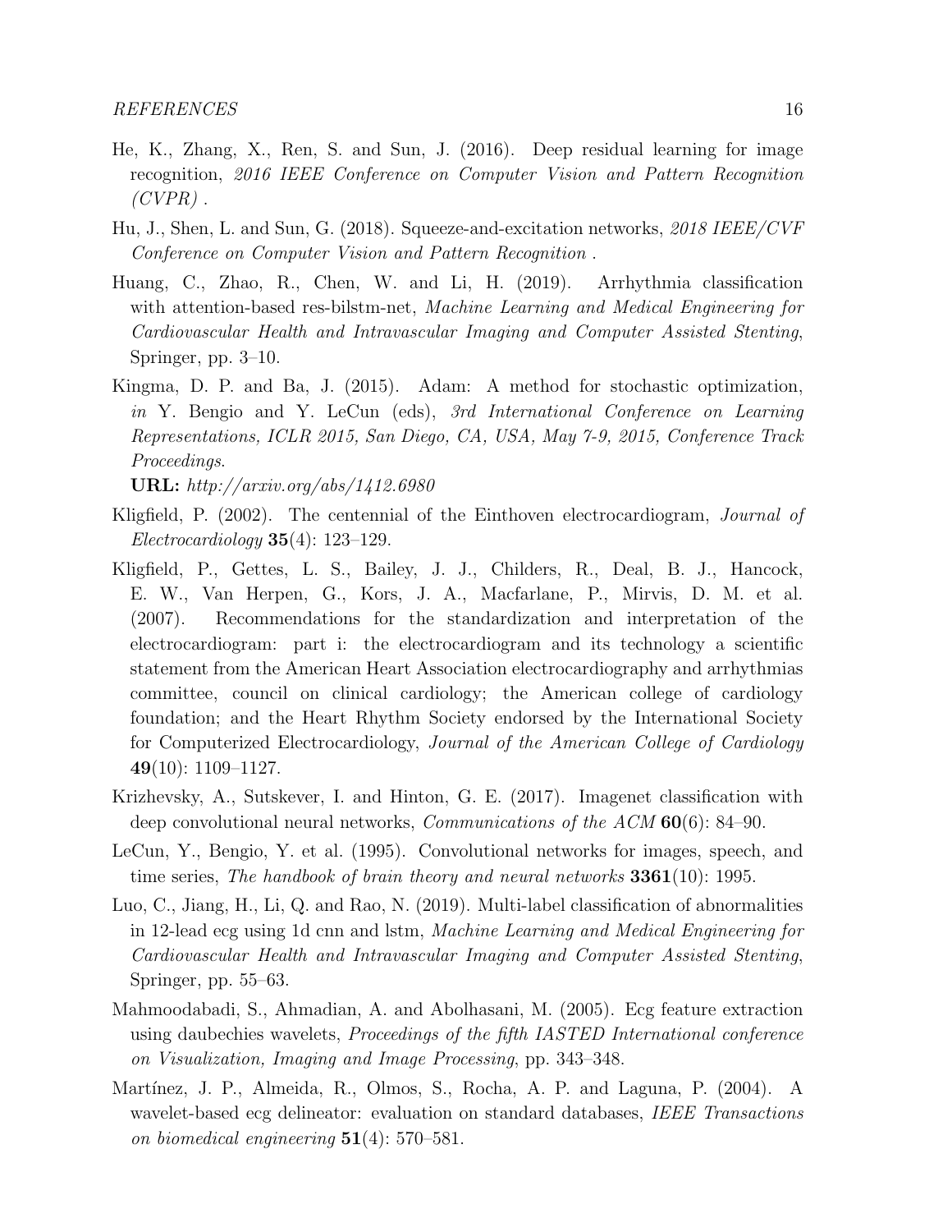He, K., Zhang, X., Ren, S. and Sun, J. (2016). Deep residual learning for image recognition, *2016 IEEE Conference on Computer Vision and Pattern Recognition (CVPR)* .

Hu, J., Shen, L. and Sun, G. (2018). Squeeze-and-excitation networks, *2018 IEEE/CVF Conference on Computer Vision and Pattern Recognition* .

Huang, C., Zhao, R., Chen, W. and Li, H. (2019). Arrhythmia classification with attention-based res-bilstm-net, *Machine Learning and Medical Engineering for Cardiovascular Health and Intravascular Imaging and Computer Assisted Stenting*, Springer, pp. 3–10.

Kingma, D. P. and Ba, J. (2015). Adam: A method for stochastic optimization, *in* Y. Bengio and Y. LeCun (eds), *3rd International Conference on Learning Representations, ICLR 2015, San Diego, CA, USA, May 7-9, 2015, Conference Track Proceedings*.
**URL:** *http://arxiv.org/abs/1412.6980*

Kligfield, P. (2002). The centennial of the Einthoven electrocardiogram, *Journal of Electrocardiology* **35**(4): 123–129.

Kligfield, P., Gettes, L. S., Bailey, J. J., Childers, R., Deal, B. J., Hancock, E. W., Van Herpen, G., Kors, J. A., Macfarlane, P., Mirvis, D. M. et al. (2007). Recommendations for the standardization and interpretation of the electrocardiogram: part i: the electrocardiogram and its technology a scientific statement from the American Heart Association electrocardiography and arrhythmias committee, council on clinical cardiology; the American college of cardiology foundation; and the Heart Rhythm Society endorsed by the International Society for Computerized Electrocardiology, *Journal of the American College of Cardiology* **49**(10): 1109–1127.

Krizhevsky, A., Sutskever, I. and Hinton, G. E. (2017). Imagenet classification with deep convolutional neural networks, *Communications of the ACM* **60**(6): 84–90.

LeCun, Y., Bengio, Y. et al. (1995). Convolutional networks for images, speech, and time series, *The handbook of brain theory and neural networks* **3361**(10): 1995.

Luo, C., Jiang, H., Li, Q. and Rao, N. (2019). Multi-label classification of abnormalities in 12-lead ecg using 1d cnn and lstm, *Machine Learning and Medical Engineering for Cardiovascular Health and Intravascular Imaging and Computer Assisted Stenting*, Springer, pp. 55–63.

Mahmoodabadi, S., Ahmadian, A. and Abolhasani, M. (2005). Ecg feature extraction using daubechies wavelets, *Proceedings of the fifth IASTED International conference on Visualization, Imaging and Image Processing*, pp. 343–348.

Martínez, J. P., Almeida, R., Olmos, S., Rocha, A. P. and Laguna, P. (2004). A wavelet-based ecg delineator: evaluation on standard databases, *IEEE Transactions on biomedical engineering* **51**(4): 570–581.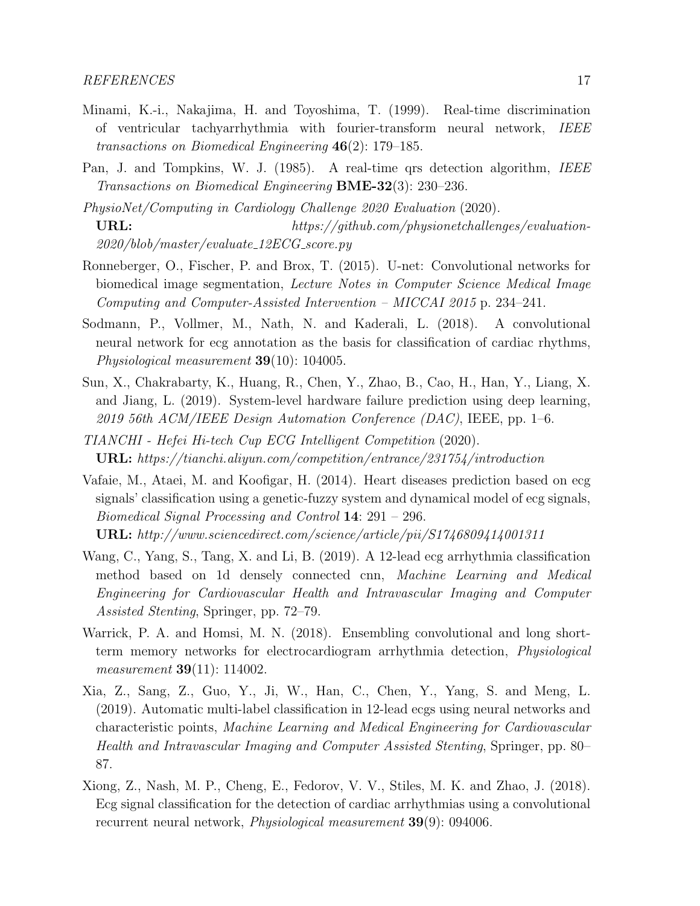Minami, K.-i., Nakajima, H. and Toyoshima, T. (1999). Real-time discrimination of ventricular tachyarrhythmia with fourier-transform neural network, *IEEE transactions on Biomedical Engineering* **46**(2): 179–185.

Pan, J. and Tompkins, W. J. (1985). A real-time qrs detection algorithm, *IEEE Transactions on Biomedical Engineering* **BME-32**(3): 230–236.

*PhysioNet/Computing in Cardiology Challenge 2020 Evaluation* (2020).
**URL:** *https://github.com/physionetchallenges/evaluation-2020/blob/master/evaluate_12ECG_score.py*

Ronneberger, O., Fischer, P. and Brox, T. (2015). U-net: Convolutional networks for biomedical image segmentation, *Lecture Notes in Computer Science Medical Image Computing and Computer-Assisted Intervention – MICCAI 2015* p. 234–241.

Sodmann, P., Vollmer, M., Nath, N. and Kaderali, L. (2018). A convolutional neural network for ecg annotation as the basis for classification of cardiac rhythms, *Physiological measurement* **39**(10): 104005.

Sun, X., Chakrabarty, K., Huang, R., Chen, Y., Zhao, B., Cao, H., Han, Y., Liang, X. and Jiang, L. (2019). System-level hardware failure prediction using deep learning, *2019 56th ACM/IEEE Design Automation Conference (DAC)*, IEEE, pp. 1–6.

*TIANCHI - Hefei Hi-tech Cup ECG Intelligent Competition* (2020).
**URL:** *https://tianchi.aliyun.com/competition/entrance/231754/introduction*

Vafaie, M., Ataei, M. and Koofigar, H. (2014). Heart diseases prediction based on ecg signals' classification using a genetic-fuzzy system and dynamical model of ecg signals, *Biomedical Signal Processing and Control* **14**: 291 – 296.
**URL:** *http://www.sciencedirect.com/science/article/pii/S1746809414001311*

Wang, C., Yang, S., Tang, X. and Li, B. (2019). A 12-lead ecg arrhythmia classification method based on 1d densely connected cnn, *Machine Learning and Medical Engineering for Cardiovascular Health and Intravascular Imaging and Computer Assisted Stenting*, Springer, pp. 72–79.

Warrick, P. A. and Homsi, M. N. (2018). Ensembling convolutional and long short-term memory networks for electrocardiogram arrhythmia detection, *Physiological measurement* **39**(11): 114002.

Xia, Z., Sang, Z., Guo, Y., Ji, W., Han, C., Chen, Y., Yang, S. and Meng, L. (2019). Automatic multi-label classification in 12-lead ecgs using neural networks and characteristic points, *Machine Learning and Medical Engineering for Cardiovascular Health and Intravascular Imaging and Computer Assisted Stenting*, Springer, pp. 80–87.

Xiong, Z., Nash, M. P., Cheng, E., Fedorov, V. V., Stiles, M. K. and Zhao, J. (2018). Ecg signal classification for the detection of cardiac arrhythmias using a convolutional recurrent neural network, *Physiological measurement* **39**(9): 094006.